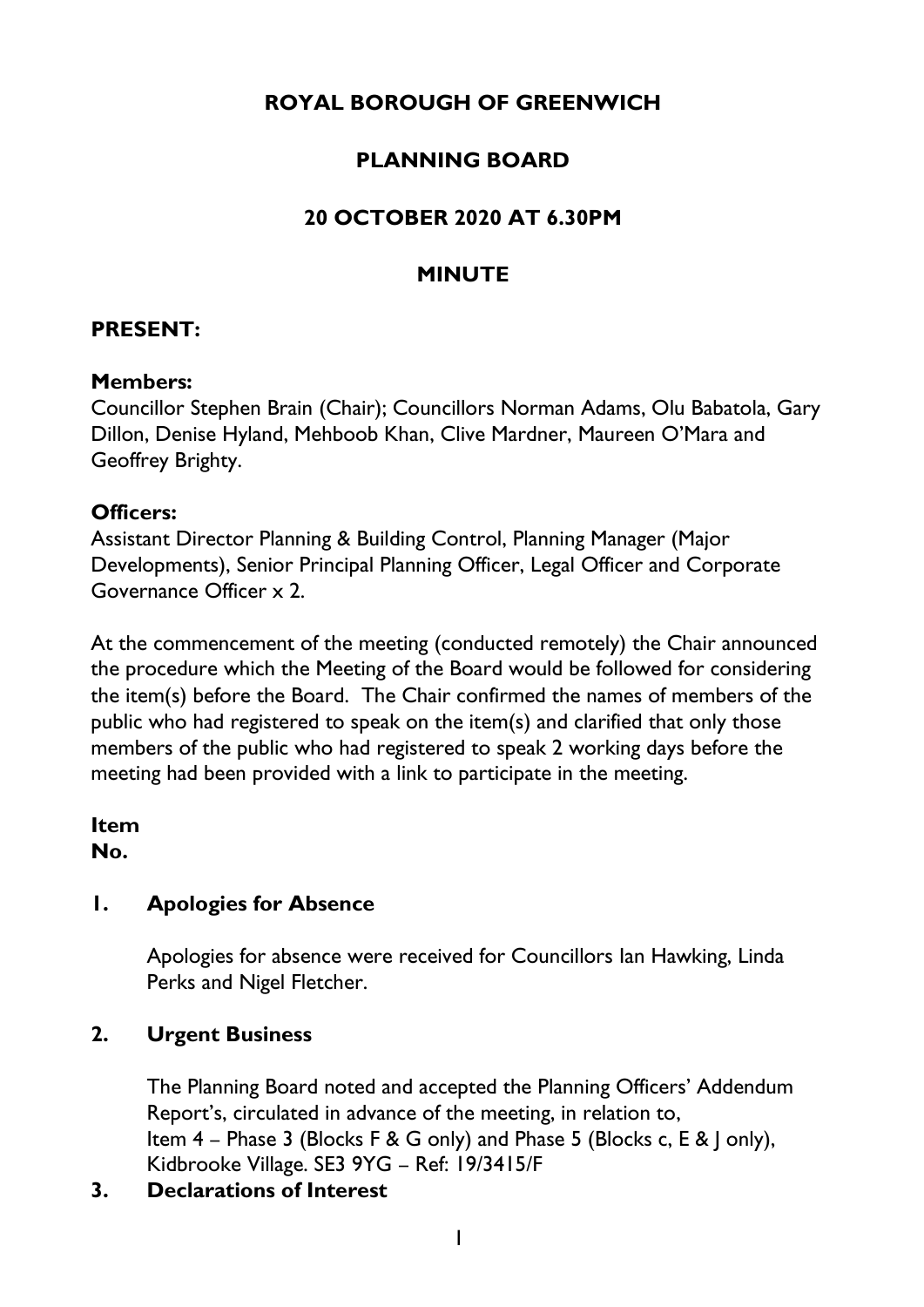# ROYAL BOROUGH OF GREENWICH

## PLANNING BOARD

## 20 OCTOBER 2020 AT 6.30PM

## MINUTE

### PRESENT:

**Members:**
Councillor Stephen Brain (Chair); Councillors Norman Adams, Olu Babatola, Gary Dillon, Denise Hyland, Mehboob Khan, Clive Mardner, Maureen O'Mara and Geoffrey Brighty.

**Officers:**
Assistant Director Planning & Building Control, Planning Manager (Major Developments), Senior Principal Planning Officer, Legal Officer and Corporate Governance Officer x 2.

At the commencement of the meeting (conducted remotely) the Chair announced the procedure which the Meeting of the Board would be followed for considering the item(s) before the Board. The Chair confirmed the names of members of the public who had registered to speak on the item(s) and clarified that only those members of the public who had registered to speak 2 working days before the meeting had been provided with a link to participate in the meeting.

**Item No.**

**1. Apologies for Absence**

Apologies for absence were received for Councillors Ian Hawking, Linda Perks and Nigel Fletcher.

**2. Urgent Business**

The Planning Board noted and accepted the Planning Officers' Addendum Report's, circulated in advance of the meeting, in relation to,
Item 4 – Phase 3 (Blocks F & G only) and Phase 5 (Blocks c, E & J only), Kidbrooke Village. SE3 9YG – Ref: 19/3415/F

**3. Declarations of Interest**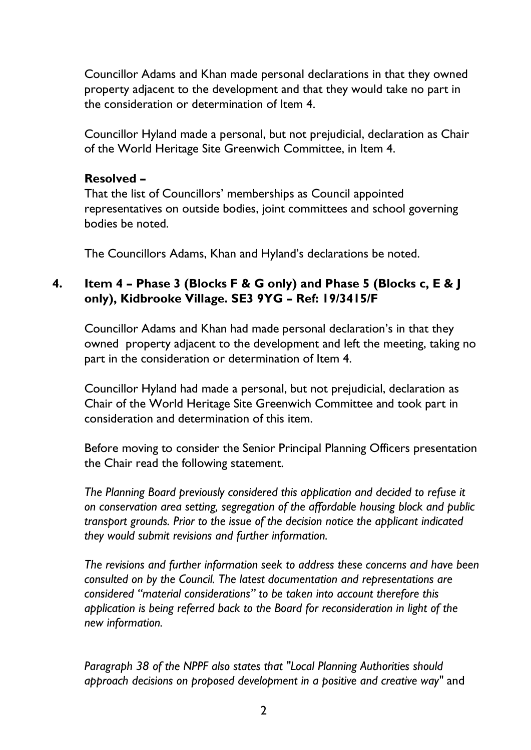Councillor Adams and Khan made personal declarations in that they owned property adjacent to the development and that they would take no part in the consideration or determination of Item 4.

Councillor Hyland made a personal, but not prejudicial, declaration as Chair of the World Heritage Site Greenwich Committee, in Item 4.

**Resolved –**
That the list of Councillors' memberships as Council appointed representatives on outside bodies, joint committees and school governing bodies be noted.

The Councillors Adams, Khan and Hyland's declarations be noted.

## 4. Item 4 – Phase 3 (Blocks F & G only) and Phase 5 (Blocks c, E & J only), Kidbrooke Village. SE3 9YG – Ref: 19/3415/F

Councillor Adams and Khan had made personal declaration's in that they owned property adjacent to the development and left the meeting, taking no part in the consideration or determination of Item 4.

Councillor Hyland had made a personal, but not prejudicial, declaration as Chair of the World Heritage Site Greenwich Committee and took part in consideration and determination of this item.

Before moving to consider the Senior Principal Planning Officers presentation the Chair read the following statement.

*The Planning Board previously considered this application and decided to refuse it on conservation area setting, segregation of the affordable housing block and public transport grounds. Prior to the issue of the decision notice the applicant indicated they would submit revisions and further information.*

*The revisions and further information seek to address these concerns and have been consulted on by the Council. The latest documentation and representations are considered "material considerations" to be taken into account therefore this application is being referred back to the Board for reconsideration in light of the new information.*

*Paragraph 38 of the NPPF also states that "Local Planning Authorities should approach decisions on proposed development in a positive and creative way"* and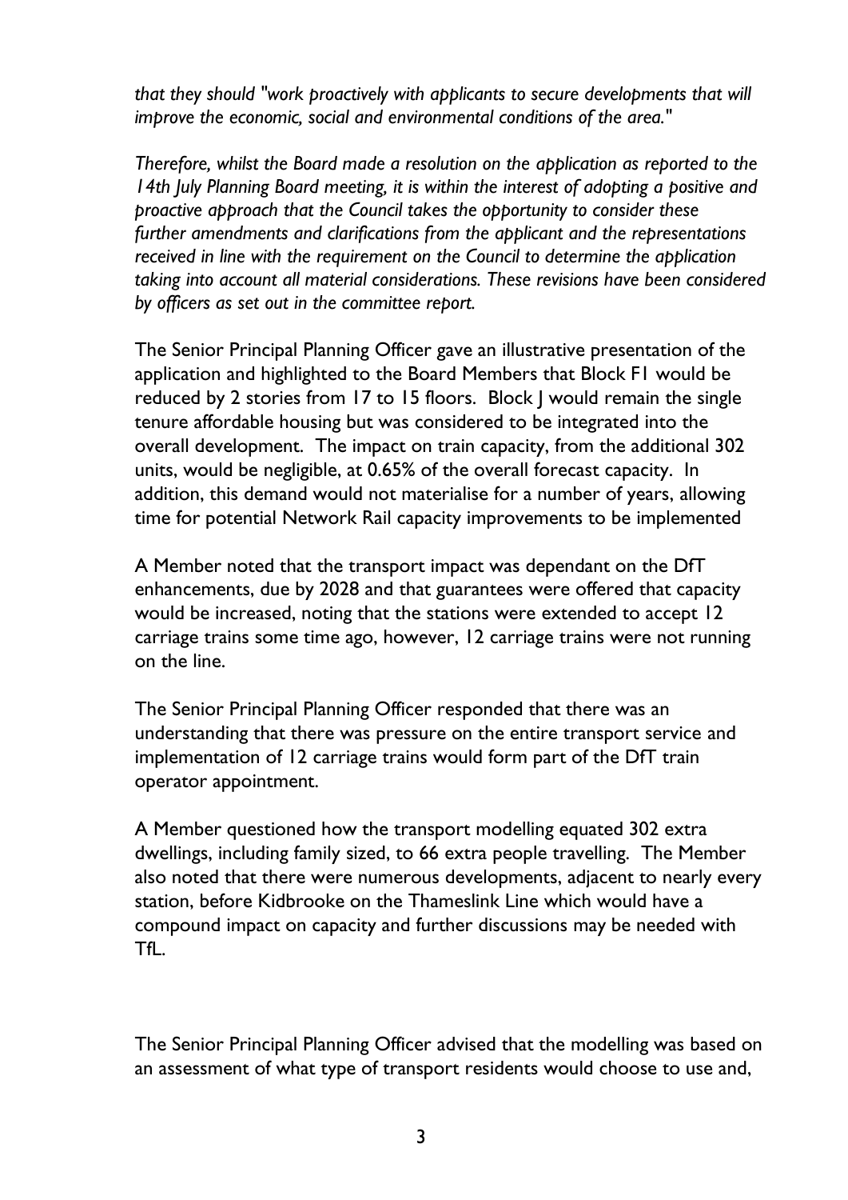*that they should "work proactively with applicants to secure developments that will improve the economic, social and environmental conditions of the area."*

*Therefore, whilst the Board made a resolution on the application as reported to the 14th July Planning Board meeting, it is within the interest of adopting a positive and proactive approach that the Council takes the opportunity to consider these further amendments and clarifications from the applicant and the representations received in line with the requirement on the Council to determine the application taking into account all material considerations. These revisions have been considered by officers as set out in the committee report.*

The Senior Principal Planning Officer gave an illustrative presentation of the application and highlighted to the Board Members that Block F1 would be reduced by 2 stories from 17 to 15 floors. Block J would remain the single tenure affordable housing but was considered to be integrated into the overall development. The impact on train capacity, from the additional 302 units, would be negligible, at 0.65% of the overall forecast capacity. In addition, this demand would not materialise for a number of years, allowing time for potential Network Rail capacity improvements to be implemented

A Member noted that the transport impact was dependant on the DfT enhancements, due by 2028 and that guarantees were offered that capacity would be increased, noting that the stations were extended to accept 12 carriage trains some time ago, however, 12 carriage trains were not running on the line.

The Senior Principal Planning Officer responded that there was an understanding that there was pressure on the entire transport service and implementation of 12 carriage trains would form part of the DfT train operator appointment.

A Member questioned how the transport modelling equated 302 extra dwellings, including family sized, to 66 extra people travelling. The Member also noted that there were numerous developments, adjacent to nearly every station, before Kidbrooke on the Thameslink Line which would have a compound impact on capacity and further discussions may be needed with TfL.

The Senior Principal Planning Officer advised that the modelling was based on an assessment of what type of transport residents would choose to use and,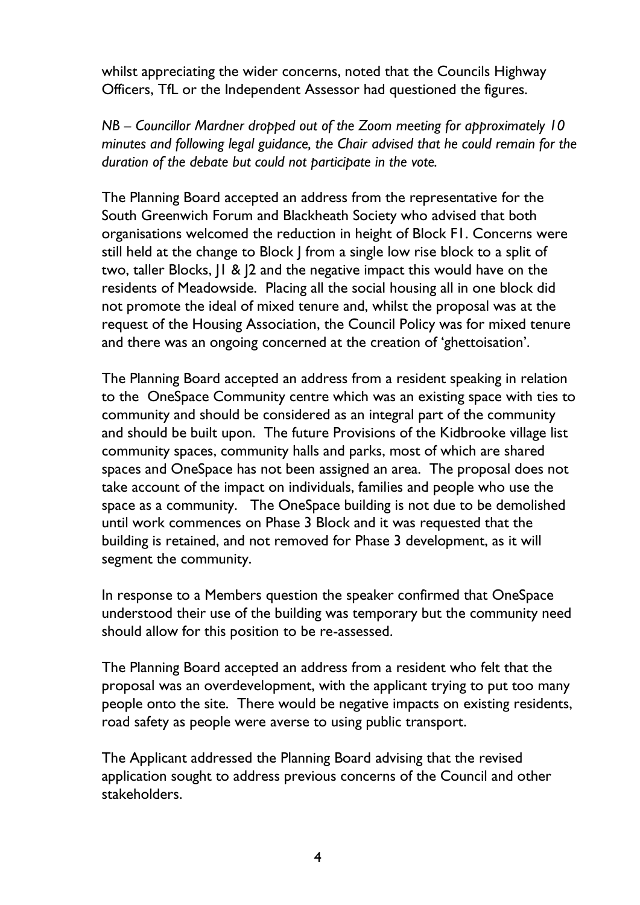whilst appreciating the wider concerns, noted that the Councils Highway Officers, TfL or the Independent Assessor had questioned the figures.

*NB – Councillor Mardner dropped out of the Zoom meeting for approximately 10 minutes and following legal guidance, the Chair advised that he could remain for the duration of the debate but could not participate in the vote.*

The Planning Board accepted an address from the representative for the South Greenwich Forum and Blackheath Society who advised that both organisations welcomed the reduction in height of Block F1. Concerns were still held at the change to Block J from a single low rise block to a split of two, taller Blocks, J1 & J2 and the negative impact this would have on the residents of Meadowside. Placing all the social housing all in one block did not promote the ideal of mixed tenure and, whilst the proposal was at the request of the Housing Association, the Council Policy was for mixed tenure and there was an ongoing concerned at the creation of 'ghettoisation'.

The Planning Board accepted an address from a resident speaking in relation to the OneSpace Community centre which was an existing space with ties to community and should be considered as an integral part of the community and should be built upon. The future Provisions of the Kidbrooke village list community spaces, community halls and parks, most of which are shared spaces and OneSpace has not been assigned an area. The proposal does not take account of the impact on individuals, families and people who use the space as a community. The OneSpace building is not due to be demolished until work commences on Phase 3 Block and it was requested that the building is retained, and not removed for Phase 3 development, as it will segment the community.

In response to a Members question the speaker confirmed that OneSpace understood their use of the building was temporary but the community need should allow for this position to be re-assessed.

The Planning Board accepted an address from a resident who felt that the proposal was an overdevelopment, with the applicant trying to put too many people onto the site. There would be negative impacts on existing residents, road safety as people were averse to using public transport.

The Applicant addressed the Planning Board advising that the revised application sought to address previous concerns of the Council and other stakeholders.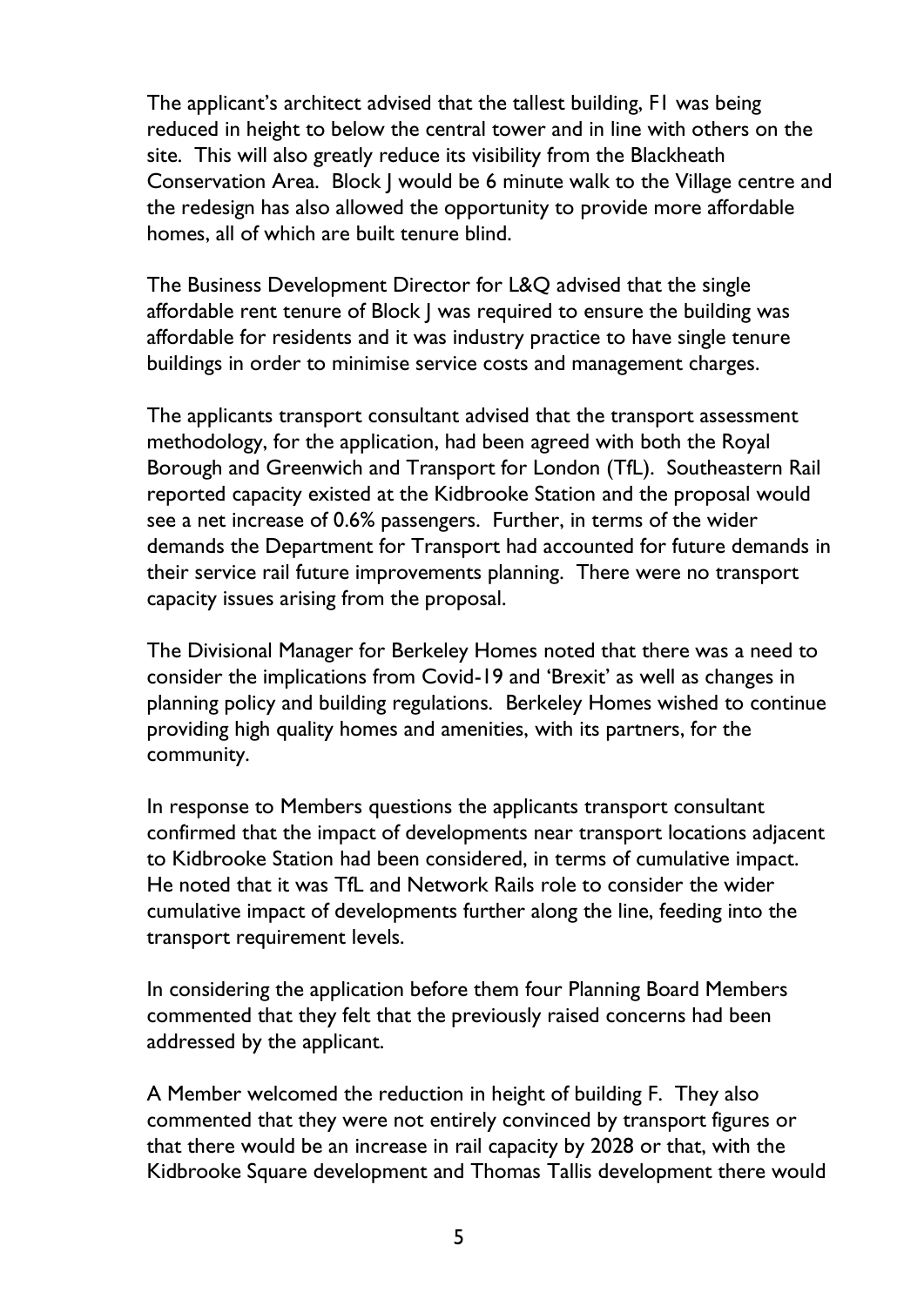The applicant's architect advised that the tallest building, F1 was being reduced in height to below the central tower and in line with others on the site. This will also greatly reduce its visibility from the Blackheath Conservation Area. Block J would be 6 minute walk to the Village centre and the redesign has also allowed the opportunity to provide more affordable homes, all of which are built tenure blind.

The Business Development Director for L&Q advised that the single affordable rent tenure of Block J was required to ensure the building was affordable for residents and it was industry practice to have single tenure buildings in order to minimise service costs and management charges.

The applicants transport consultant advised that the transport assessment methodology, for the application, had been agreed with both the Royal Borough and Greenwich and Transport for London (TfL). Southeastern Rail reported capacity existed at the Kidbrooke Station and the proposal would see a net increase of 0.6% passengers. Further, in terms of the wider demands the Department for Transport had accounted for future demands in their service rail future improvements planning. There were no transport capacity issues arising from the proposal.

The Divisional Manager for Berkeley Homes noted that there was a need to consider the implications from Covid-19 and 'Brexit' as well as changes in planning policy and building regulations. Berkeley Homes wished to continue providing high quality homes and amenities, with its partners, for the community.

In response to Members questions the applicants transport consultant confirmed that the impact of developments near transport locations adjacent to Kidbrooke Station had been considered, in terms of cumulative impact. He noted that it was TfL and Network Rails role to consider the wider cumulative impact of developments further along the line, feeding into the transport requirement levels.

In considering the application before them four Planning Board Members commented that they felt that the previously raised concerns had been addressed by the applicant.

A Member welcomed the reduction in height of building F. They also commented that they were not entirely convinced by transport figures or that there would be an increase in rail capacity by 2028 or that, with the Kidbrooke Square development and Thomas Tallis development there would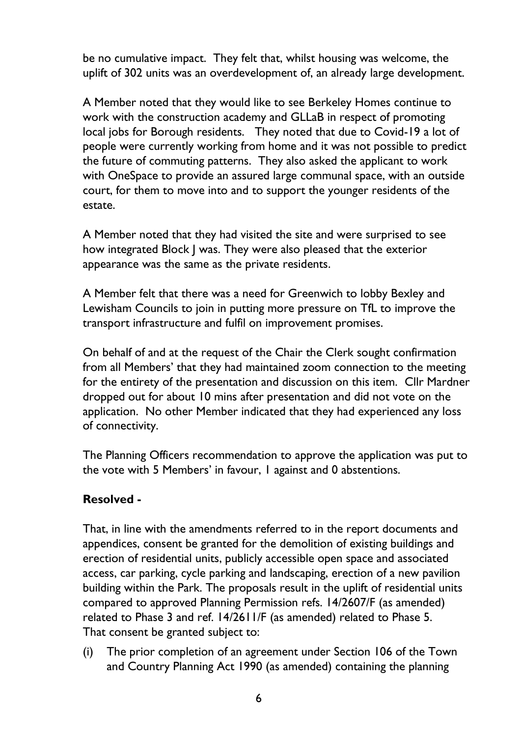be no cumulative impact. They felt that, whilst housing was welcome, the uplift of 302 units was an overdevelopment of, an already large development.

A Member noted that they would like to see Berkeley Homes continue to work with the construction academy and GLLaB in respect of promoting local jobs for Borough residents. They noted that due to Covid-19 a lot of people were currently working from home and it was not possible to predict the future of commuting patterns. They also asked the applicant to work with OneSpace to provide an assured large communal space, with an outside court, for them to move into and to support the younger residents of the estate.

A Member noted that they had visited the site and were surprised to see how integrated Block J was. They were also pleased that the exterior appearance was the same as the private residents.

A Member felt that there was a need for Greenwich to lobby Bexley and Lewisham Councils to join in putting more pressure on TfL to improve the transport infrastructure and fulfil on improvement promises.

On behalf of and at the request of the Chair the Clerk sought confirmation from all Members' that they had maintained zoom connection to the meeting for the entirety of the presentation and discussion on this item. Cllr Mardner dropped out for about 10 mins after presentation and did not vote on the application. No other Member indicated that they had experienced any loss of connectivity.

The Planning Officers recommendation to approve the application was put to the vote with 5 Members' in favour, 1 against and 0 abstentions.

**Resolved -**

That, in line with the amendments referred to in the report documents and appendices, consent be granted for the demolition of existing buildings and erection of residential units, publicly accessible open space and associated access, car parking, cycle parking and landscaping, erection of a new pavilion building within the Park. The proposals result in the uplift of residential units compared to approved Planning Permission refs. 14/2607/F (as amended) related to Phase 3 and ref. 14/2611/F (as amended) related to Phase 5.
That consent be granted subject to:

(i) The prior completion of an agreement under Section 106 of the Town and Country Planning Act 1990 (as amended) containing the planning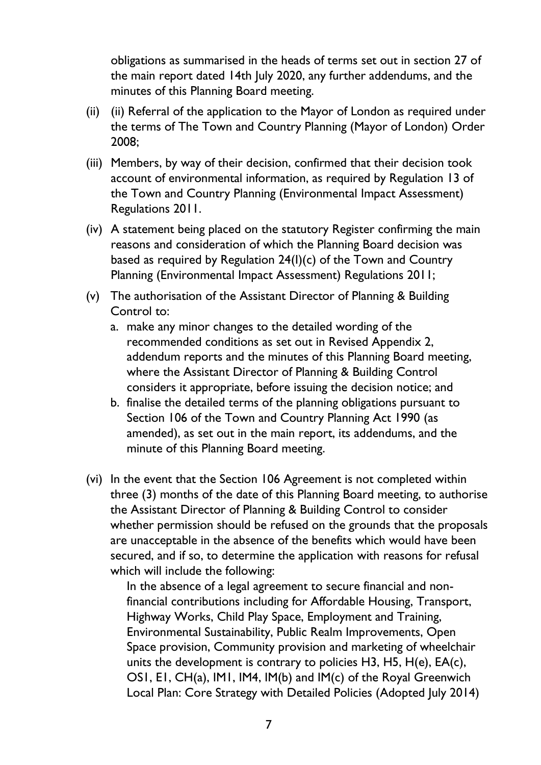obligations as summarised in the heads of terms set out in section 27 of the main report dated 14th July 2020, any further addendums, and the minutes of this Planning Board meeting.

(ii) (ii) Referral of the application to the Mayor of London as required under the terms of The Town and Country Planning (Mayor of London) Order 2008;

(iii) Members, by way of their decision, confirmed that their decision took account of environmental information, as required by Regulation 13 of the Town and Country Planning (Environmental Impact Assessment) Regulations 2011.

(iv) A statement being placed on the statutory Register confirming the main reasons and consideration of which the Planning Board decision was based as required by Regulation 24(l)(c) of the Town and Country Planning (Environmental Impact Assessment) Regulations 2011;

(v) The authorisation of the Assistant Director of Planning & Building Control to:

   a. make any minor changes to the detailed wording of the recommended conditions as set out in Revised Appendix 2, addendum reports and the minutes of this Planning Board meeting, where the Assistant Director of Planning & Building Control considers it appropriate, before issuing the decision notice; and

   b. finalise the detailed terms of the planning obligations pursuant to Section 106 of the Town and Country Planning Act 1990 (as amended), as set out in the main report, its addendums, and the minute of this Planning Board meeting.

(vi) In the event that the Section 106 Agreement is not completed within three (3) months of the date of this Planning Board meeting, to authorise the Assistant Director of Planning & Building Control to consider whether permission should be refused on the grounds that the proposals are unacceptable in the absence of the benefits which would have been secured, and if so, to determine the application with reasons for refusal which will include the following:

   In the absence of a legal agreement to secure financial and non-financial contributions including for Affordable Housing, Transport, Highway Works, Child Play Space, Employment and Training, Environmental Sustainability, Public Realm Improvements, Open Space provision, Community provision and marketing of wheelchair units the development is contrary to policies H3, H5, H(e), EA(c), OS1, E1, CH(a), IM1, IM4, IM(b) and IM(c) of the Royal Greenwich Local Plan: Core Strategy with Detailed Policies (Adopted July 2014)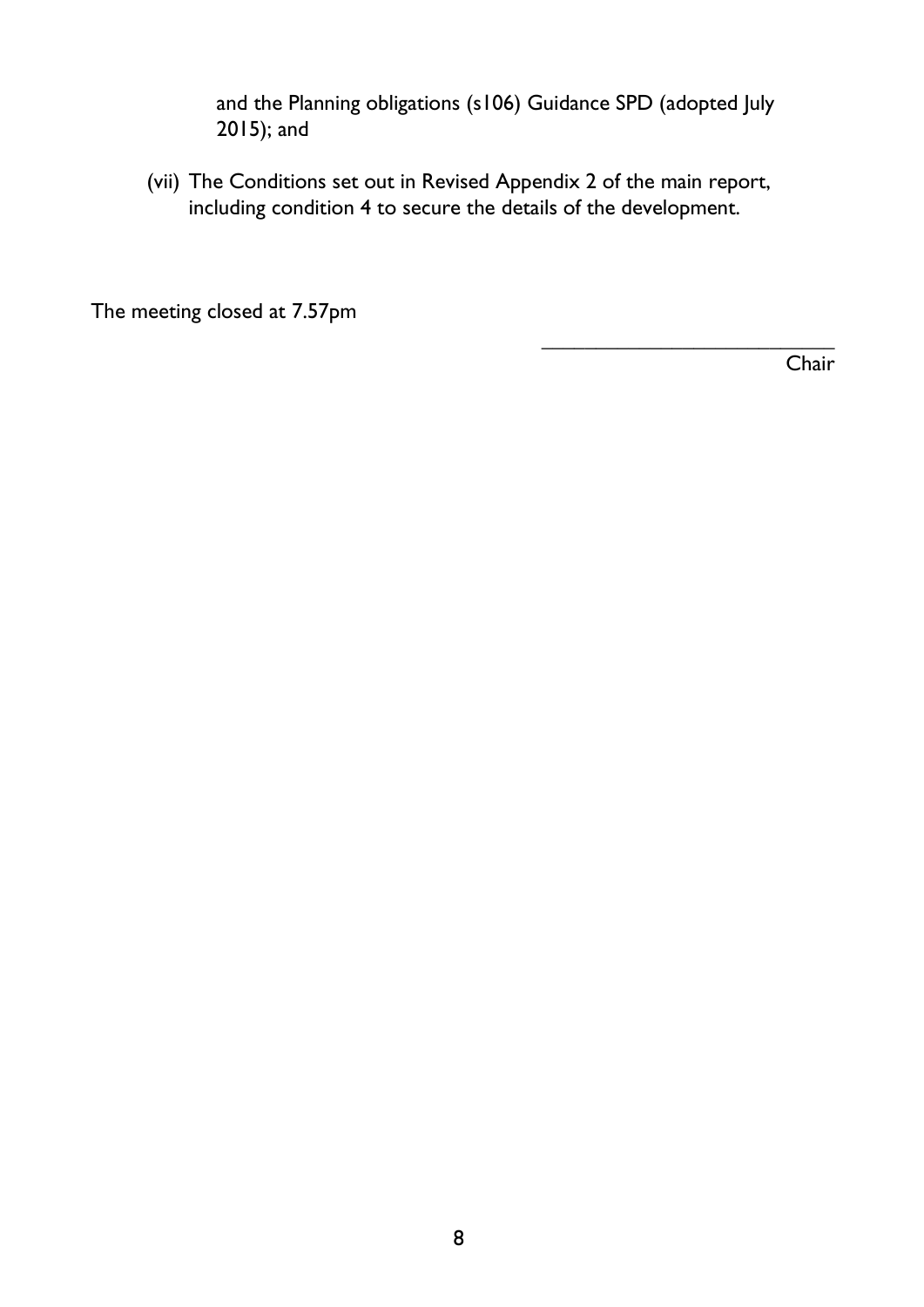and the Planning obligations (s106) Guidance SPD (adopted July 2015); and

(vii) The Conditions set out in Revised Appendix 2 of the main report, including condition 4 to secure the details of the development.

The meeting closed at 7.57pm

\_\_\_\_\_\_\_\_\_\_\_\_\_\_\_\_\_\_\_\_\_\_\_\_\_\_\_

Chair